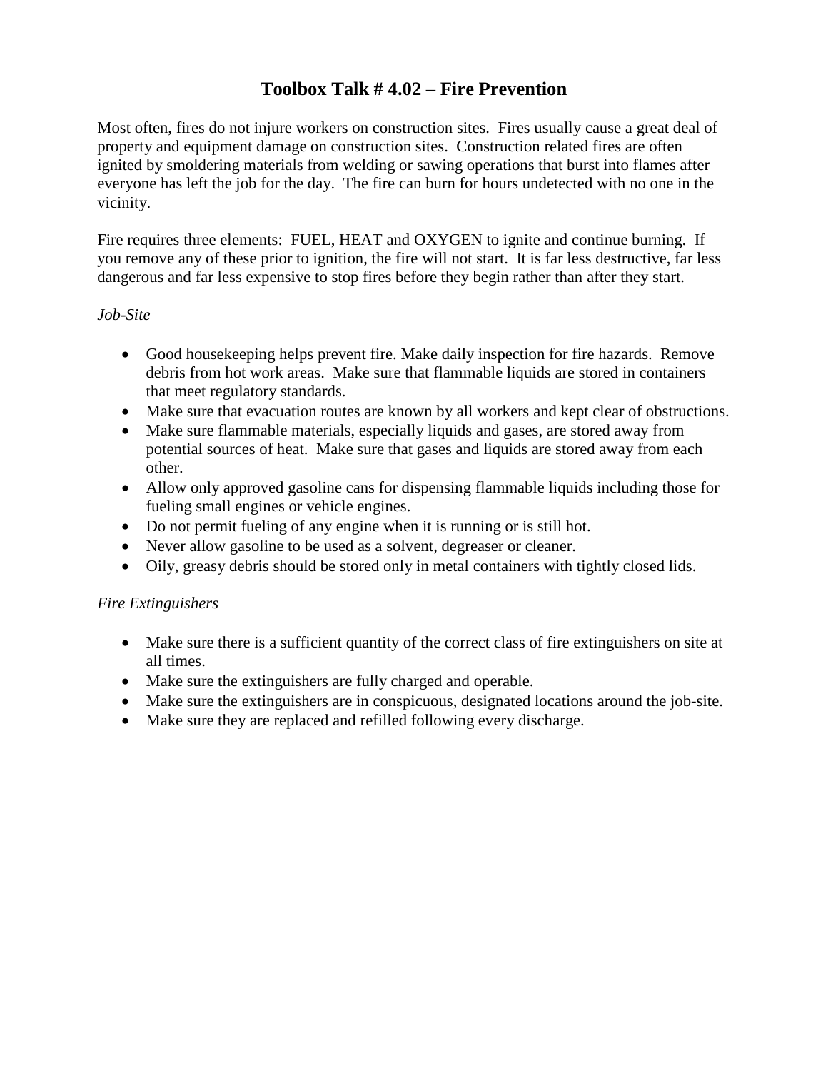# Toolbox Talk # 4.02 – Fire Prevention

Most often, fires do not injure workers on construction sites. Fires usually cause a great deal of property and equipment damage on construction sites. Construction related fires are often ignited by smoldering materials from welding or sawing operations that burst into flames after everyone has left the job for the day. The fire can burn for hours undetected with no one in the vicinity.

Fire requires three elements: FUEL, HEAT and OXYGEN to ignite and continue burning. If you remove any of these prior to ignition, the fire will not start. It is far less destructive, far less dangerous and far less expensive to stop fires before they begin rather than after they start.

*Job-Site*

- Good housekeeping helps prevent fire. Make daily inspection for fire hazards. Remove debris from hot work areas. Make sure that flammable liquids are stored in containers that meet regulatory standards.
- Make sure that evacuation routes are known by all workers and kept clear of obstructions.
- Make sure flammable materials, especially liquids and gases, are stored away from potential sources of heat. Make sure that gases and liquids are stored away from each other.
- Allow only approved gasoline cans for dispensing flammable liquids including those for fueling small engines or vehicle engines.
- Do not permit fueling of any engine when it is running or is still hot.
- Never allow gasoline to be used as a solvent, degreaser or cleaner.
- Oily, greasy debris should be stored only in metal containers with tightly closed lids.

*Fire Extinguishers*

- Make sure there is a sufficient quantity of the correct class of fire extinguishers on site at all times.
- Make sure the extinguishers are fully charged and operable.
- Make sure the extinguishers are in conspicuous, designated locations around the job-site.
- Make sure they are replaced and refilled following every discharge.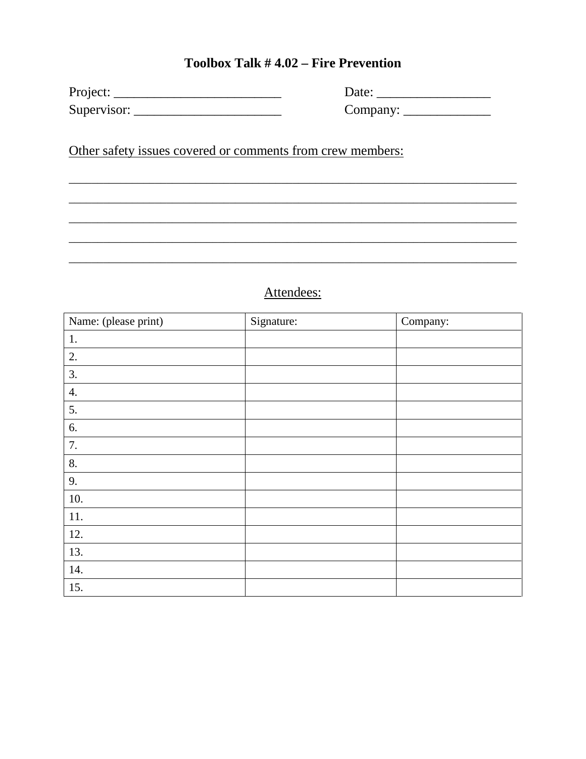# Toolbox Talk # 4.02 – Fire Prevention

Project: _________________________ Date: _________________

Supervisor: ______________________ Company: _____________

Other safety issues covered or comments from crew members:

_____________________________________________________________________

_____________________________________________________________________

_____________________________________________________________________

_____________________________________________________________________

_____________________________________________________________________

## Attendees:

| Name: (please print) | Signature: | Company: |
|---|---|---|
| 1. | | |
| 2. | | |
| 3. | | |
| 4. | | |
| 5. | | |
| 6. | | |
| 7. | | |
| 8. | | |
| 9. | | |
| 10. | | |
| 11. | | |
| 12. | | |
| 13. | | |
| 14. | | |
| 15. | | |